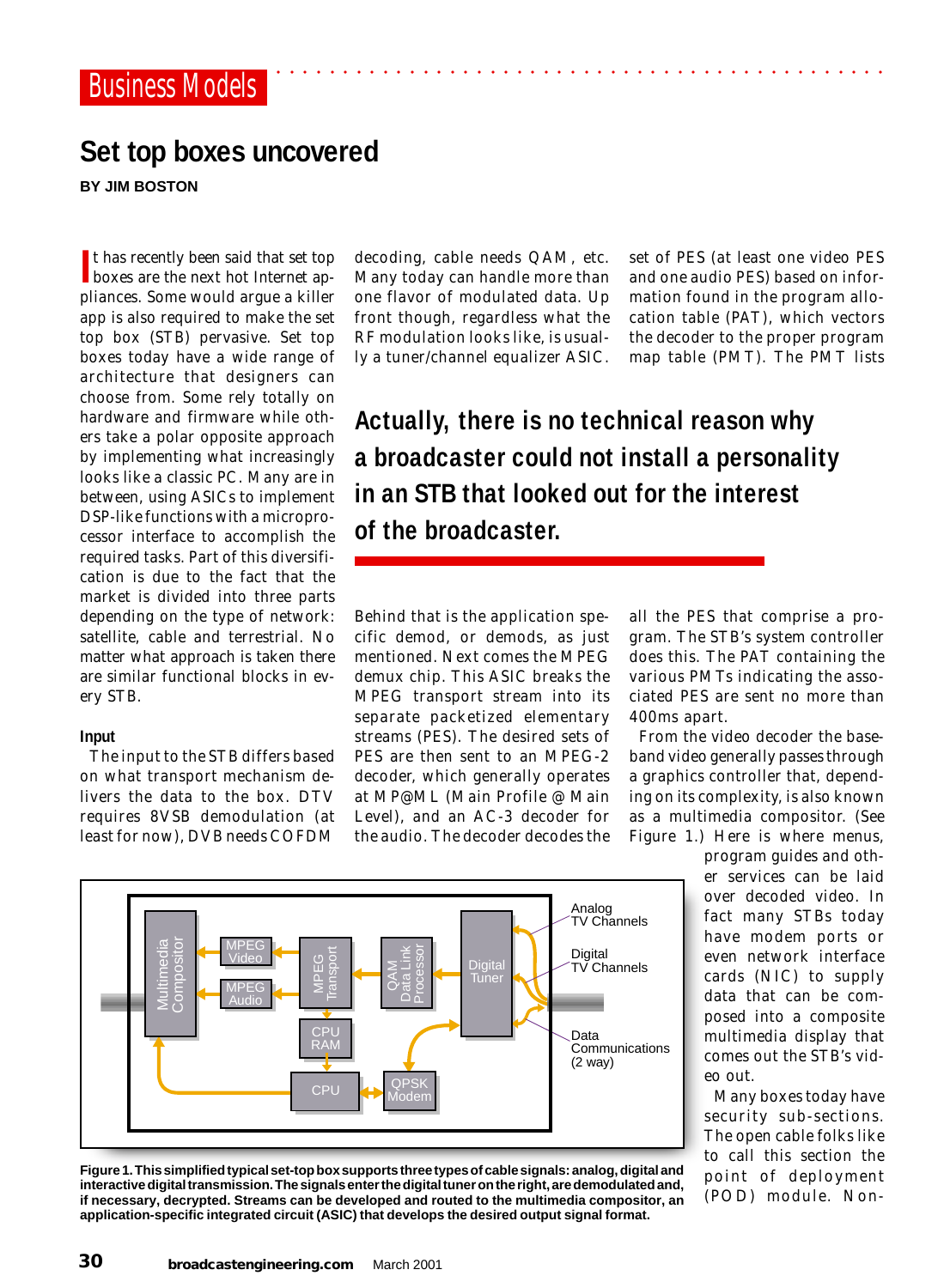Business Models

# Set top boxes uncovered

**BY JIM BOSTON**

It has recently been said that set top boxes are the next hot Internet appliances. Some would argue a killer app is also required to make the set top box (STB) pervasive. Set top boxes today have a wide range of architecture that designers can choose from. Some rely totally on hardware and firmware while others take a polar opposite approach by implementing what increasingly looks like a classic PC. Many are in between, using ASICs to implement DSP-like functions with a microprocessor interface to accomplish the required tasks. Part of this diversification is due to the fact that the market is divided into three parts depending on the type of network: satellite, cable and terrestrial. No matter what approach is taken there are similar functional blocks in every STB.

### Input

The input to the STB differs based on what transport mechanism delivers the data to the box. DTV requires 8VSB demodulation (at least for now), DVB needs COFDM decoding, cable needs QAM, etc. Many today can handle more than one flavor of modulated data. Up front though, regardless what the RF modulation looks like, is usually a tuner/channel equalizer ASIC.

**Actually, there is no technical reason why a broadcaster could not install a personality in an STB that looked out for the interest of the broadcaster.**

Behind that is the application specific demod, or demods, as just mentioned. Next comes the MPEG demux chip. This ASIC breaks the MPEG transport stream into its separate packetized elementary streams (PES). The desired sets of PES are then sent to an MPEG-2 decoder, which generally operates at MP@ML (Main Profile @ Main Level), and an AC-3 decoder for the audio. The decoder decodes the set of PES (at least one video PES and one audio PES) based on information found in the program allocation table (PAT), which vectors the decoder to the proper program map table (PMT). The PMT lists all the PES that comprise a program. The STB's system controller does this. The PAT containing the various PMTs indicating the associated PES are sent no more than 400ms apart.

From the video decoder the baseband video generally passes through a graphics controller that, depending on its complexity, is also known as a multimedia compositor. (See Figure 1.) Here is where menus, program guides and other services can be laid over decoded video. In fact many STBs today have modem ports or even network interface cards (NIC) to supply data that can be composed into a composite multimedia display that comes out the STB's video out.

Many boxes today have security sub-sections. The open cable folks like to call this section the point of deployment (POD) module. Non-

**Figure 1. This simplified typical set-top box supports three types of cable signals: analog, digital and interactive digital transmission. The signals enter the digital tuner on the right, are demodulated and, if necessary, decrypted. Streams can be developed and routed to the multimedia compositor, an application-specific integrated circuit (ASIC) that develops the desired output signal format.**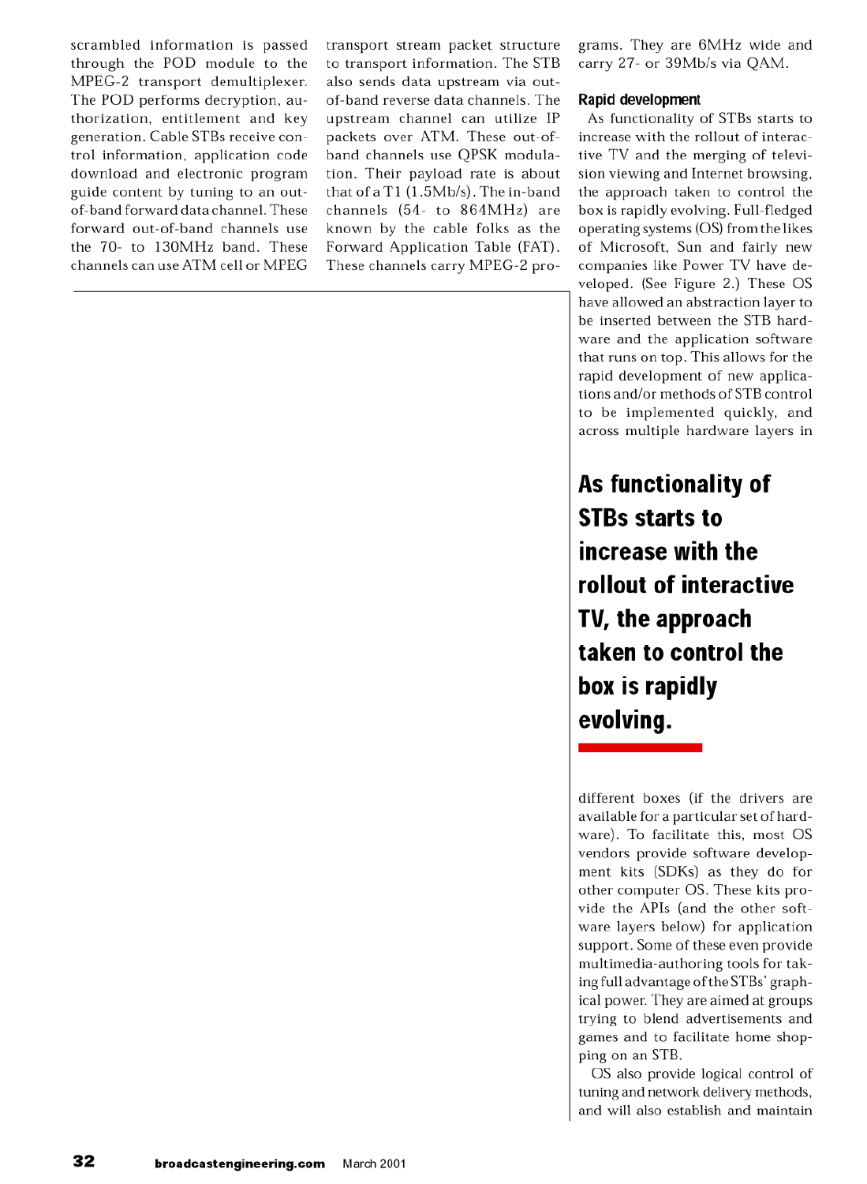scrambled information is passed through the POD module to the MPEG-2 transport demultiplexer. The POD performs decryption, authorization, entitlement and key generation. Cable STBs receive control information, application code download and electronic program guide content by tuning to an out-of-band forward data channel. These forward out-of-band channels use the 70- to 130MHz band. These channels can use ATM cell or MPEG transport stream packet structure to transport information. The STB also sends data upstream via out-of-band reverse data channels. The upstream channel can utilize IP packets over ATM. These out-of-band channels use QPSK modulation. Their payload rate is about that of a T1 (1.5Mb/s). The in-band channels (54- to 864MHz) are known by the cable folks as the Forward Application Table (FAT). These channels carry MPEG-2 programs. They are 6MHz wide and carry 27- or 39Mb/s via QAM.

### Rapid development

As functionality of STBs starts to increase with the rollout of interactive TV and the merging of television viewing and Internet browsing, the approach taken to control the box is rapidly evolving. Full-fledged operating systems (OS) from the likes of Microsoft, Sun and fairly new companies like Power TV have developed. (See Figure 2.) These OS have allowed an abstraction layer to be inserted between the STB hardware and the application software that runs on top. This allows for the rapid development of new applications and/or methods of STB control to be implemented quickly, and across multiple hardware layers in different boxes (if the drivers are available for a particular set of hardware). To facilitate this, most OS vendors provide software development kits (SDKs) as they do for other computer OS. These kits provide the APIs (and the other software layers below) for application support. Some of these even provide multimedia-authoring tools for taking full advantage of the STBs' graphical power. They are aimed at groups trying to blend advertisements and games and to facilitate home shopping on an STB.

**As functionality of STBs starts to increase with the rollout of interactive TV, the approach taken to control the box is rapidly evolving.**

OS also provide logical control of tuning and network delivery methods, and will also establish and maintain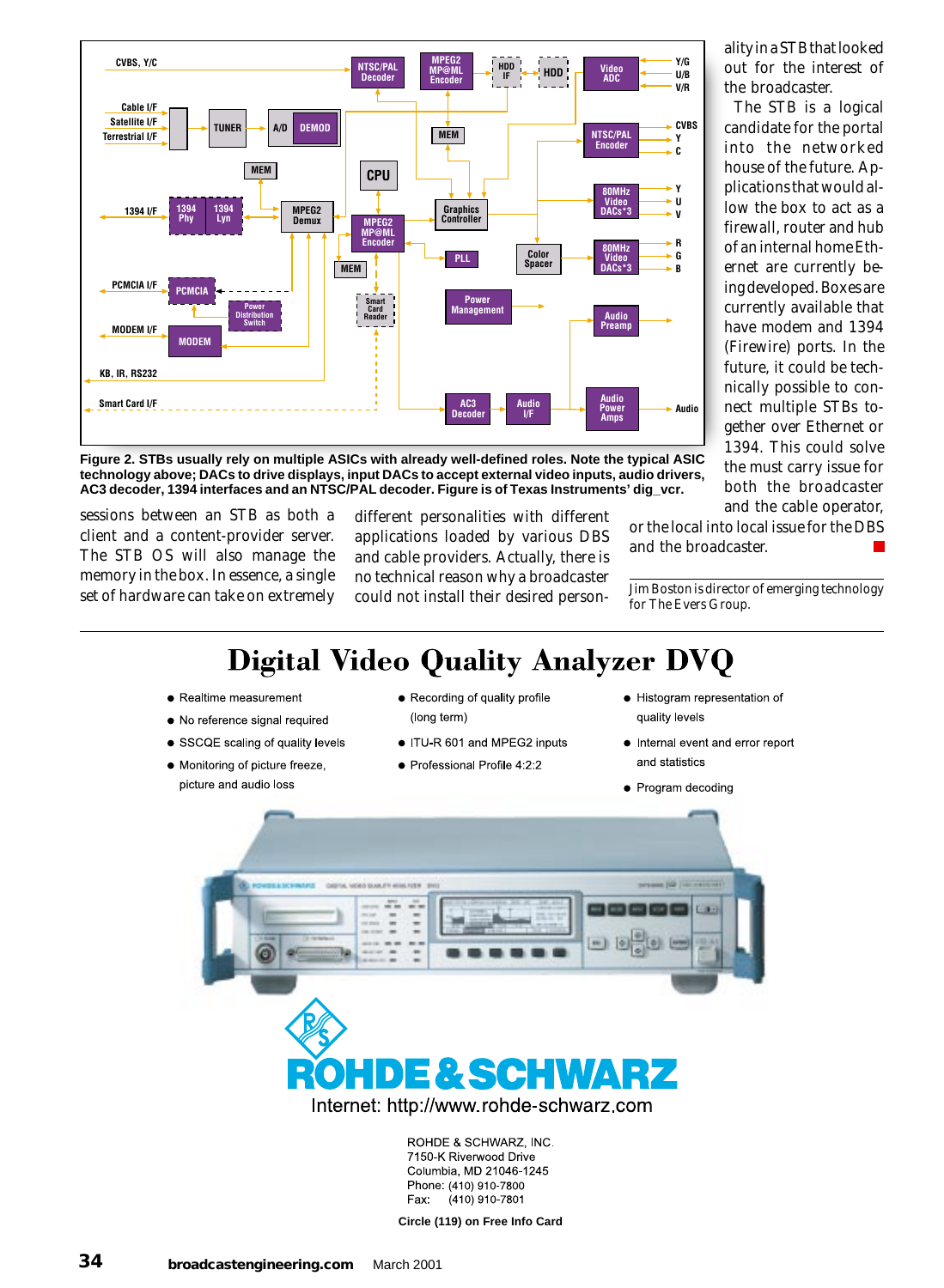CVBS, Y/C

Cable I/F
Satellite I/F
Terrestrial I/F

TUNER

A/D

DEMOD

MEM

1394 I/F

1394 Phy

1394 Lyn

MPEG2 Demux

PCMCIA I/F

PCMCIA

Power Distribution Switch

MODEM I/F

MODEM

KB, IR, RS232

Smart Card I/F

NTSC/PAL Decoder

MPEG2 MP@ML Encoder

HDD IF

HDD

Video ADC

Y/G
U/B
V/R

MEM

NTSC/PAL Encoder

CVBS
Y
C

CPU

MPEG2 MP@ML Encoder

Graphics Controller

80MHz Video DACs*3

Y
U
V

MEM

PLL

Color Spacer

80MHz Video DACs*3

R
G
B

Smart Card Reader

Power Management

Audio Preamp

AC3 Decoder

Audio I/F

Audio Power Amps

Audio

**Figure 2. STBs usually rely on multiple ASICs with already well-defined roles. Note the typical ASIC technology above; DACs to drive displays, input DACs to accept external video inputs, audio drivers, AC3 decoder, 1394 interfaces and an NTSC/PAL decoder. Figure is of Texas Instruments' dig_vcr.**

sessions between an STB as both a client and a content-provider server. The STB OS will also manage the memory in the box. In essence, a single set of hardware can take on extremely different personalities with different applications loaded by various DBS and cable providers. Actually, there is no technical reason why a broadcaster could not install their desired personality in a STB that looked out for the interest of the broadcaster.

The STB is a logical candidate for the portal into the networked house of the future. Applications that would allow the box to act as a firewall, router and hub of an internal home Ethernet are currently being developed. Boxes are currently available that have modem and 1394 (Firewire) ports. In the future, it could be technically possible to connect multiple STBs together over Ethernet or 1394. This could solve the must carry issue for both the broadcaster and the cable operator, or the local into local issue for the DBS and the broadcaster.

*Jim Boston is director of emerging technology for The Evers Group.*

---

# Digital Video Quality Analyzer DVQ

- Realtime measurement
- No reference signal required
- SSCQE scaling of quality levels
- Monitoring of picture freeze, picture and audio loss
- Recording of quality profile (long term)
- ITU-R 601 and MPEG2 inputs
- Professional Profile 4:2:2
- Histogram representation of quality levels
- Internal event and error report and statistics
- Program decoding

ROHDE & SCHWARZ

Internet: http://www.rohde-schwarz.com

ROHDE & SCHWARZ, INC.
7150-K Riverwood Drive
Columbia, MD 21046-1245
Phone: (410) 910-7800
Fax: (410) 910-7801

**Circle (119) on Free Info Card**